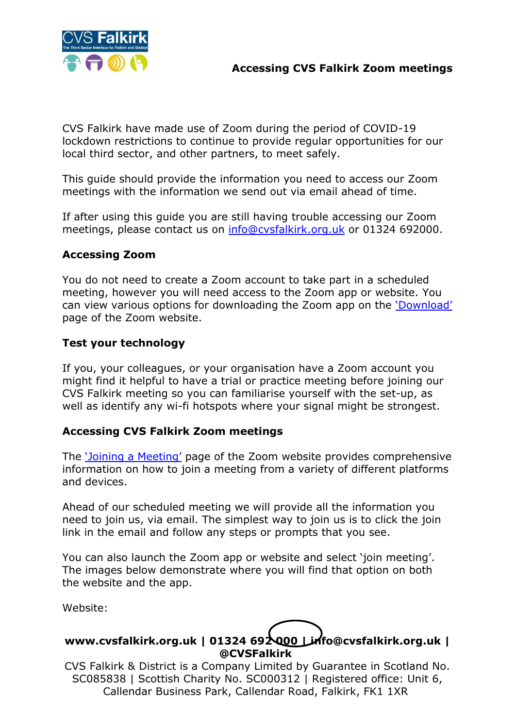# Accessing CVS Falkirk Zoom meetings

CVS Falkirk have made use of Zoom during the period of COVID-19 lockdown restrictions to continue to provide regular opportunities for our local third sector, and other partners, to meet safely.

This guide should provide the information you need to access our Zoom meetings with the information we send out via email ahead of time.

If after using this guide you are still having trouble accessing our Zoom meetings, please contact us on info@cvsfalkirk.org.uk or 01324 692000.

## Accessing Zoom

You do not need to create a Zoom account to take part in a scheduled meeting, however you will need access to the Zoom app or website. You can view various options for downloading the Zoom app on the 'Download' page of the Zoom website.

## Test your technology

If you, your colleagues, or your organisation have a Zoom account you might find it helpful to have a trial or practice meeting before joining our CVS Falkirk meeting so you can familiarise yourself with the set-up, as well as identify any wi-fi hotspots where your signal might be strongest.

## Accessing CVS Falkirk Zoom meetings

The 'Joining a Meeting' page of the Zoom website provides comprehensive information on how to join a meeting from a variety of different platforms and devices.

Ahead of our scheduled meeting we will provide all the information you need to join us, via email. The simplest way to join us is to click the join link in the email and follow any steps or prompts that you see.

You can also launch the Zoom app or website and select 'join meeting'. The images below demonstrate where you will find that option on both the website and the app.

Website:

**www.cvsfalkirk.org.uk | 01324 692000 | info@cvsfalkirk.org.uk | @CVSFalkirk**

CVS Falkirk & District is a Company Limited by Guarantee in Scotland No. SC085838 | Scottish Charity No. SC000312 | Registered office: Unit 6, Callendar Business Park, Callendar Road, Falkirk, FK1 1XR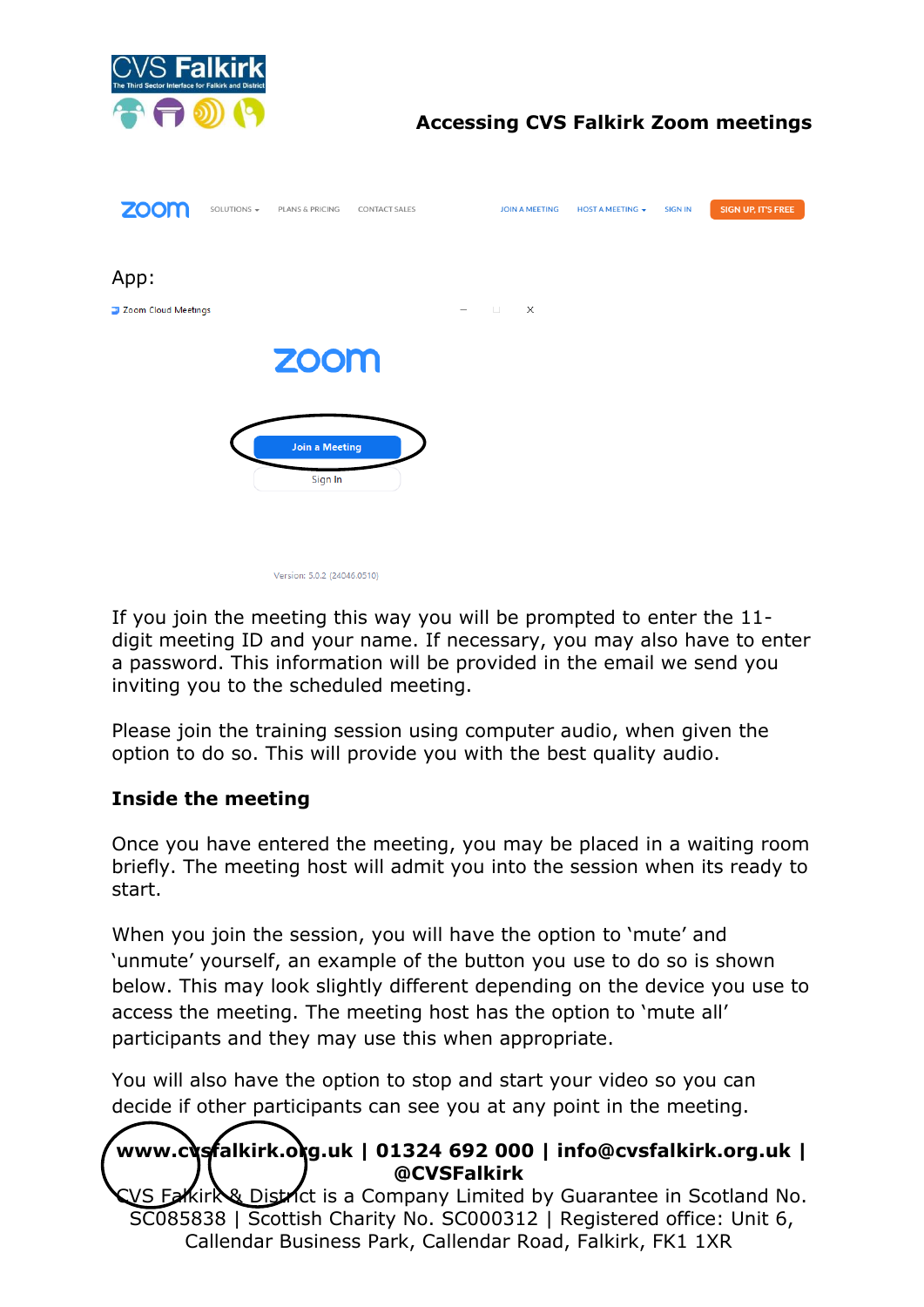App:

If you join the meeting this way you will be prompted to enter the 11-digit meeting ID and your name. If necessary, you may also have to enter a password. This information will be provided in the email we send you inviting you to the scheduled meeting.

Please join the training session using computer audio, when given the option to do so. This will provide you with the best quality audio.

## Inside the meeting

Once you have entered the meeting, you may be placed in a waiting room briefly. The meeting host will admit you into the session when its ready to start.

When you join the session, you will have the option to 'mute' and 'unmute' yourself, an example of the button you use to do so is shown below. This may look slightly different depending on the device you use to access the meeting. The meeting host has the option to 'mute all' participants and they may use this when appropriate.

You will also have the option to stop and start your video so you can decide if other participants can see you at any point in the meeting.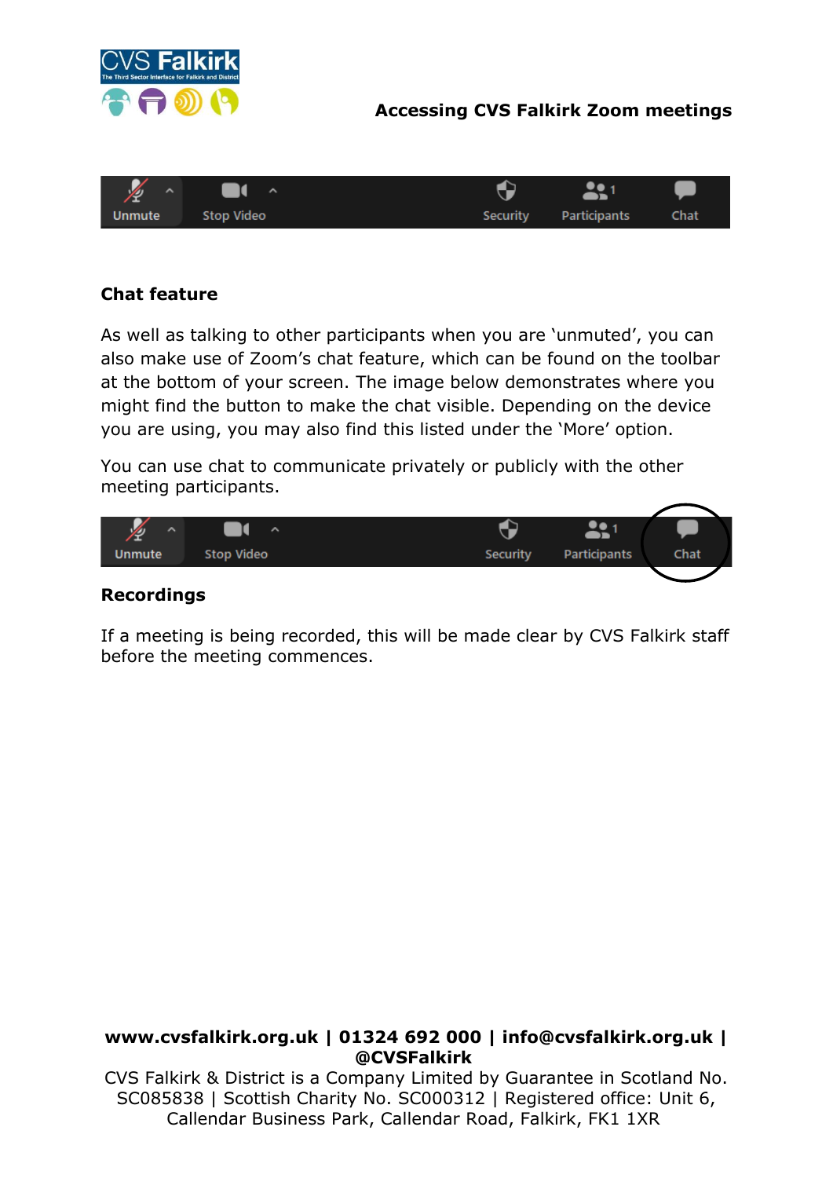## Chat feature

As well as talking to other participants when you are 'unmuted', you can also make use of Zoom's chat feature, which can be found on the toolbar at the bottom of your screen. The image below demonstrates where you might find the button to make the chat visible. Depending on the device you are using, you may also find this listed under the 'More' option.

You can use chat to communicate privately or publicly with the other meeting participants.

## Recordings

If a meeting is being recorded, this will be made clear by CVS Falkirk staff before the meeting commences.